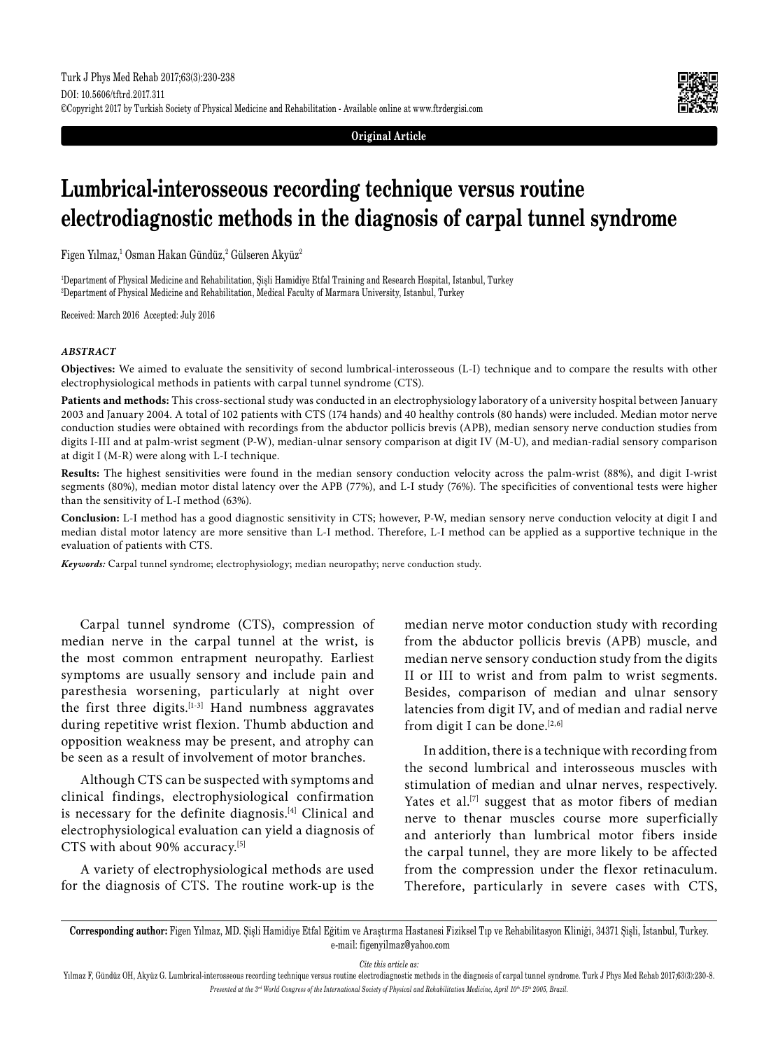Original Article

# Lumbrical-interosseous recording technique versus routine electrodiagnostic methods in the diagnosis of carpal tunnel syndrome

Figen Yılmaz,[1] Osman Hakan Gündüz,[2] Gülseren Akyüz[2]

[1]Department of Physical Medicine and Rehabilitation, Şişli Hamidiye Etfal Training and Research Hospital, Istanbul, Turkey
[2]Department of Physical Medicine and Rehabilitation, Medical Faculty of Marmara University, Istanbul, Turkey

Received: March 2016 Accepted: July 2016

### *ABSTRACT*

**Objectives:** We aimed to evaluate the sensitivity of second lumbrical-interosseous (L-I) technique and to compare the results with other electrophysiological methods in patients with carpal tunnel syndrome (CTS).

**Patients and methods:** This cross-sectional study was conducted in an electrophysiology laboratory of a university hospital between January 2003 and January 2004. A total of 102 patients with CTS (174 hands) and 40 healthy controls (80 hands) were included. Median motor nerve conduction studies were obtained with recordings from the abductor pollicis brevis (APB), median sensory nerve conduction studies from digits I-III and at palm-wrist segment (P-W), median-ulnar sensory comparison at digit IV (M-U), and median-radial sensory comparison at digit I (M-R) were along with L-I technique.

**Results:** The highest sensitivities were found in the median sensory conduction velocity across the palm-wrist (88%), and digit I-wrist segments (80%), median motor distal latency over the APB (77%), and L-I study (76%). The specificities of conventional tests were higher than the sensitivity of L-I method (63%).

**Conclusion:** L-I method has a good diagnostic sensitivity in CTS; however, P-W, median sensory nerve conduction velocity at digit I and median distal motor latency are more sensitive than L-I method. Therefore, L-I method can be applied as a supportive technique in the evaluation of patients with CTS.

***Keywords:*** Carpal tunnel syndrome; electrophysiology; median neuropathy; nerve conduction study.

Carpal tunnel syndrome (CTS), compression of median nerve in the carpal tunnel at the wrist, is the most common entrapment neuropathy. Earliest symptoms are usually sensory and include pain and paresthesia worsening, particularly at night over the first three digits.[1-3] Hand numbness aggravates during repetitive wrist flexion. Thumb abduction and opposition weakness may be present, and atrophy can be seen as a result of involvement of motor branches.

Although CTS can be suspected with symptoms and clinical findings, electrophysiological confirmation is necessary for the definite diagnosis.[4] Clinical and electrophysiological evaluation can yield a diagnosis of CTS with about 90% accuracy.[5]

A variety of electrophysiological methods are used for the diagnosis of CTS. The routine work-up is the median nerve motor conduction study with recording from the abductor pollicis brevis (APB) muscle, and median nerve sensory conduction study from the digits II or III to wrist and from palm to wrist segments. Besides, comparison of median and ulnar sensory latencies from digit IV, and of median and radial nerve from digit I can be done.[2,6]

In addition, there is a technique with recording from the second lumbrical and interosseous muscles with stimulation of median and ulnar nerves, respectively. Yates et al.[7] suggest that as motor fibers of median nerve to thenar muscles course more superficially and anteriorly than lumbrical motor fibers inside the carpal tunnel, they are more likely to be affected from the compression under the flexor retinaculum. Therefore, particularly in severe cases with CTS,

**Corresponding author:** Figen Yılmaz, MD. Şişli Hamidiye Etfal Eğitim ve Araştırma Hastanesi Fiziksel Tıp ve Rehabilitasyon Kliniği, 34371 Şişli, İstanbul, Turkey. e-mail: figenyilmaz@yahoo.com

*Cite this article as:*
Yılmaz F, Gündüz OH, Akyüz G. Lumbrical-interosseous recording technique versus routine electrodiagnostic methods in the diagnosis of carpal tunnel syndrome. Turk J Phys Med Rehab 2017;63(3):230-8.

*Presented at the 3rd World Congress of the International Society of Physical and Rehabilitation Medicine, April 10th-15th 2005, Brazil.*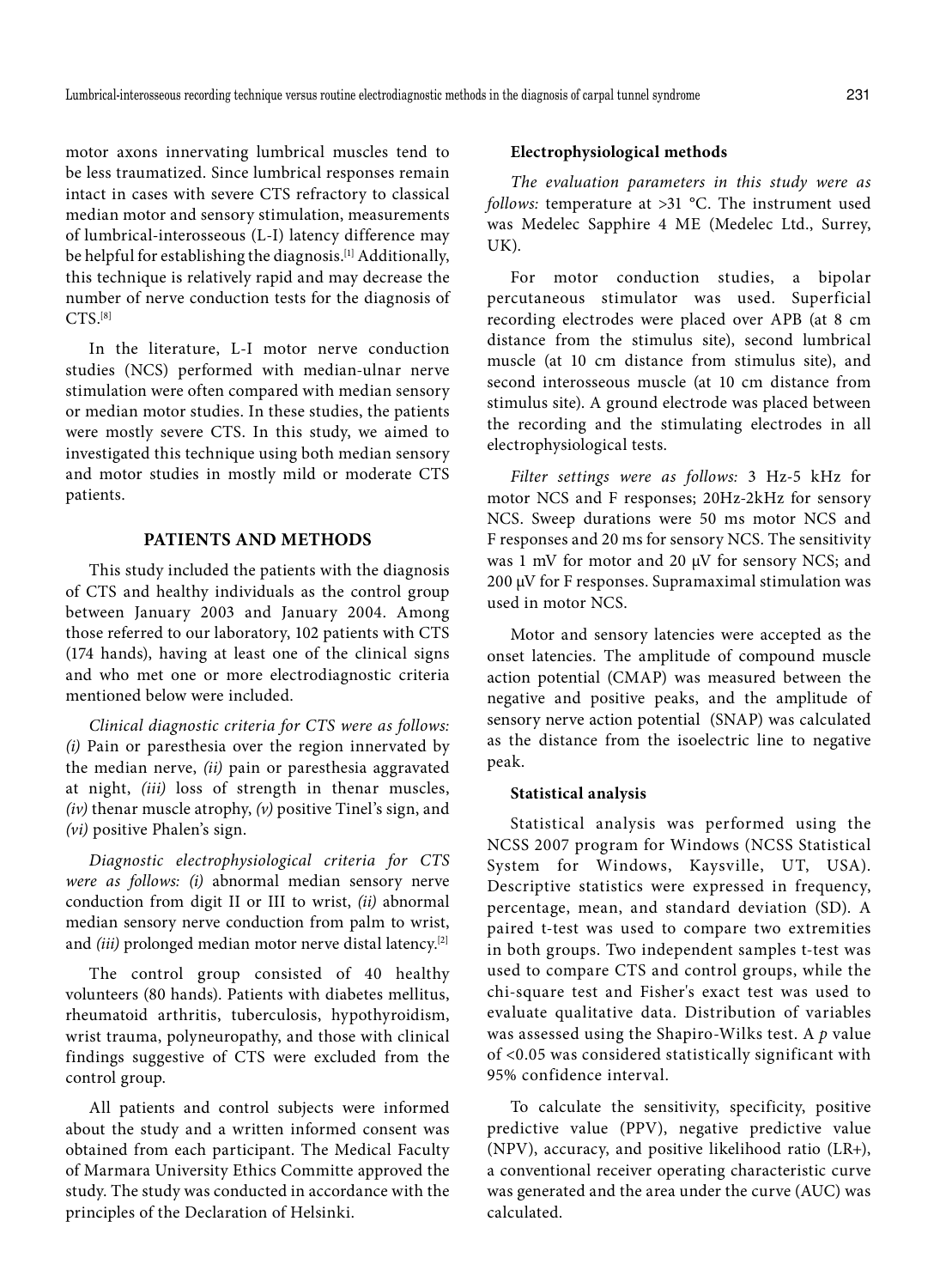motor axons innervating lumbrical muscles tend to be less traumatized. Since lumbrical responses remain intact in cases with severe CTS refractory to classical median motor and sensory stimulation, measurements of lumbrical-interosseous (L-I) latency difference may be helpful for establishing the diagnosis.[1] Additionally, this technique is relatively rapid and may decrease the number of nerve conduction tests for the diagnosis of CTS.[8]

In the literature, L-I motor nerve conduction studies (NCS) performed with median-ulnar nerve stimulation were often compared with median sensory or median motor studies. In these studies, the patients were mostly severe CTS. In this study, we aimed to investigated this technique using both median sensory and motor studies in mostly mild or moderate CTS patients.

## PATIENTS AND METHODS

This study included the patients with the diagnosis of CTS and healthy individuals as the control group between January 2003 and January 2004. Among those referred to our laboratory, 102 patients with CTS (174 hands), having at least one of the clinical signs and who met one or more electrodiagnostic criteria mentioned below were included.

*Clinical diagnostic criteria for CTS were as follows: (i)* Pain or paresthesia over the region innervated by the median nerve, *(ii)* pain or paresthesia aggravated at night, *(iii)* loss of strength in thenar muscles, *(iv)* thenar muscle atrophy, *(v)* positive Tinel's sign, and *(vi)* positive Phalen's sign.

*Diagnostic electrophysiological criteria for CTS were as follows: (i)* abnormal median sensory nerve conduction from digit II or III to wrist, *(ii)* abnormal median sensory nerve conduction from palm to wrist, and *(iii)* prolonged median motor nerve distal latency.[2]

The control group consisted of 40 healthy volunteers (80 hands). Patients with diabetes mellitus, rheumatoid arthritis, tuberculosis, hypothyroidism, wrist trauma, polyneuropathy, and those with clinical findings suggestive of CTS were excluded from the control group.

All patients and control subjects were informed about the study and a written informed consent was obtained from each participant. The Medical Faculty of Marmara University Ethics Committe approved the study. The study was conducted in accordance with the principles of the Declaration of Helsinki.

### Electrophysiological methods

*The evaluation parameters in this study were as follows:* temperature at >31 °C. The instrument used was Medelec Sapphire 4 ME (Medelec Ltd., Surrey, UK).

For motor conduction studies, a bipolar percutaneous stimulator was used. Superficial recording electrodes were placed over APB (at 8 cm distance from the stimulus site), second lumbrical muscle (at 10 cm distance from stimulus site), and second interosseous muscle (at 10 cm distance from stimulus site). A ground electrode was placed between the recording and the stimulating electrodes in all electrophysiological tests.

*Filter settings were as follows:* 3 Hz-5 kHz for motor NCS and F responses; 20Hz-2kHz for sensory NCS. Sweep durations were 50 ms motor NCS and F responses and 20 ms for sensory NCS. The sensitivity was 1 mV for motor and 20 µV for sensory NCS; and 200 µV for F responses. Supramaximal stimulation was used in motor NCS.

Motor and sensory latencies were accepted as the onset latencies. The amplitude of compound muscle action potential (CMAP) was measured between the negative and positive peaks, and the amplitude of sensory nerve action potential (SNAP) was calculated as the distance from the isoelectric line to negative peak.

### Statistical analysis

Statistical analysis was performed using the NCSS 2007 program for Windows (NCSS Statistical System for Windows, Kaysville, UT, USA). Descriptive statistics were expressed in frequency, percentage, mean, and standard deviation (SD). A paired t-test was used to compare two extremities in both groups. Two independent samples t-test was used to compare CTS and control groups, while the chi-square test and Fisher's exact test was used to evaluate qualitative data. Distribution of variables was assessed using the Shapiro-Wilks test. A $p$ value of <0.05 was considered statistically significant with 95% confidence interval.

To calculate the sensitivity, specificity, positive predictive value (PPV), negative predictive value (NPV), accuracy, and positive likelihood ratio (LR+), a conventional receiver operating characteristic curve was generated and the area under the curve (AUC) was calculated.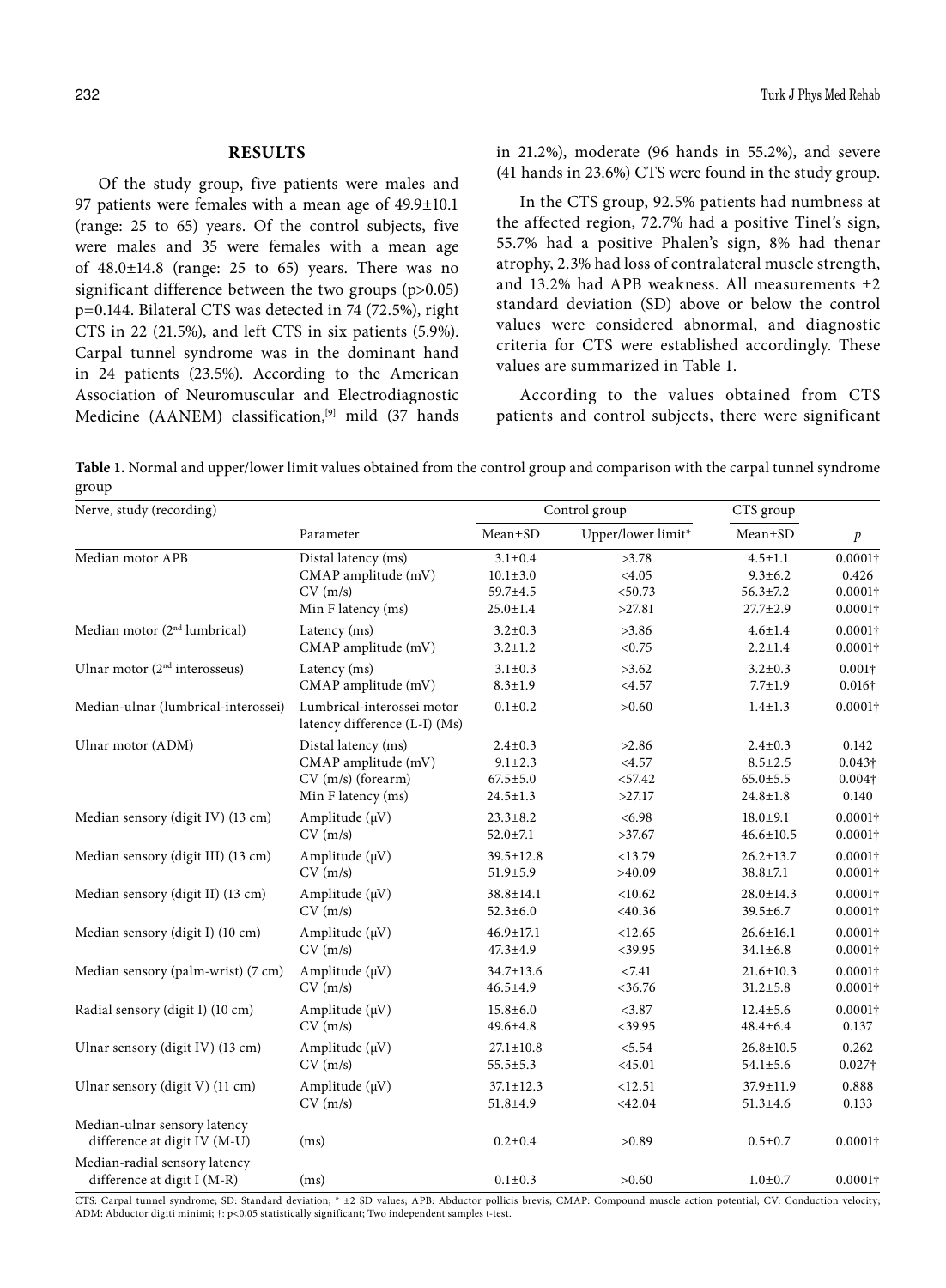## RESULTS

Of the study group, five patients were males and 97 patients were females with a mean age of 49.9±10.1 (range: 25 to 65) years. Of the control subjects, five were males and 35 were females with a mean age of 48.0±14.8 (range: 25 to 65) years. There was no significant difference between the two groups ($p>0.05$) $p=0.144$. Bilateral CTS was detected in 74 (72.5%), right CTS in 22 (21.5%), and left CTS in six patients (5.9%). Carpal tunnel syndrome was in the dominant hand in 24 patients (23.5%). According to the American Association of Neuromuscular and Electrodiagnostic Medicine (AANEM) classification,[9] mild (37 hands in 21.2%), moderate (96 hands in 55.2%), and severe (41 hands in 23.6%) CTS were found in the study group.

In the CTS group, 92.5% patients had numbness at the affected region, 72.7% had a positive Tinel's sign, 55.7% had a positive Phalen's sign, 8% had thenar atrophy, 2.3% had loss of contralateral muscle strength, and 13.2% had APB weakness. All measurements ±2 standard deviation (SD) above or below the control values were considered abnormal, and diagnostic criteria for CTS were established accordingly. These values are summarized in Table 1.

According to the values obtained from CTS patients and control subjects, there were significant

**Table 1.** Normal and upper/lower limit values obtained from the control group and comparison with the carpal tunnel syndrome group

| Nerve, study (recording) | Parameter | Control group | | CTS group | |
|---|---|---|---|---|---|
| | | Mean±SD | Upper/lower limit* | Mean±SD | *p* |
| Median motor APB | Distal latency (ms) | 3.1±0.4 | >3.78 | 4.5±1.1 | 0.0001† |
| | CMAP amplitude (mV) | 10.1±3.0 | <4.05 | 9.3±6.2 | 0.426 |
| | CV (m/s) | 59.7±4.5 | <50.73 | 56.3±7.2 | 0.0001† |
| | Min F latency (ms) | 25.0±1.4 | >27.81 | 27.7±2.9 | 0.0001† |
| Median motor (2nd lumbrical) | Latency (ms) | 3.2±0.3 | >3.86 | 4.6±1.4 | 0.0001† |
| | CMAP amplitude (mV) | 3.2±1.2 | <0.75 | 2.2±1.4 | 0.0001† |
| Ulnar motor (2nd interosseus) | Latency (ms) | 3.1±0.3 | >3.62 | 3.2±0.3 | 0.001† |
| | CMAP amplitude (mV) | 8.3±1.9 | <4.57 | 7.7±1.9 | 0.016† |
| Median-ulnar (lumbrical-interossei) | Lumbrical-interossei motor latency difference (L-I) (Ms) | 0.1±0.2 | >0.60 | 1.4±1.3 | 0.0001† |
| Ulnar motor (ADM) | Distal latency (ms) | 2.4±0.3 | >2.86 | 2.4±0.3 | 0.142 |
| | CMAP amplitude (mV) | 9.1±2.3 | <4.57 | 8.5±2.5 | 0.043† |
| | CV (m/s) (forearm) | 67.5±5.0 | <57.42 | 65.0±5.5 | 0.004† |
| | Min F latency (ms) | 24.5±1.3 | >27.17 | 24.8±1.8 | 0.140 |
| Median sensory (digit IV) (13 cm) | Amplitude (μV) | 23.3±8.2 | <6.98 | 18.0±9.1 | 0.0001† |
| | CV (m/s) | 52.0±7.1 | >37.67 | 46.6±10.5 | 0.0001† |
| Median sensory (digit III) (13 cm) | Amplitude (μV) | 39.5±12.8 | <13.79 | 26.2±13.7 | 0.0001† |
| | CV (m/s) | 51.9±5.9 | >40.09 | 38.8±7.1 | 0.0001† |
| Median sensory (digit II) (13 cm) | Amplitude (μV) | 38.8±14.1 | <10.62 | 28.0±14.3 | 0.0001† |
| | CV (m/s) | 52.3±6.0 | <40.36 | 39.5±6.7 | 0.0001† |
| Median sensory (digit I) (10 cm) | Amplitude (μV) | 46.9±17.1 | <12.65 | 26.6±16.1 | 0.0001† |
| | CV (m/s) | 47.3±4.9 | <39.95 | 34.1±6.8 | 0.0001† |
| Median sensory (palm-wrist) (7 cm) | Amplitude (μV) | 34.7±13.6 | <7.41 | 21.6±10.3 | 0.0001† |
| | CV (m/s) | 46.5±4.9 | <36.76 | 31.2±5.8 | 0.0001† |
| Radial sensory (digit I) (10 cm) | Amplitude (μV) | 15.8±6.0 | <3.87 | 12.4±5.6 | 0.0001† |
| | CV (m/s) | 49.6±4.8 | <39.95 | 48.4±6.4 | 0.137 |
| Ulnar sensory (digit IV) (13 cm) | Amplitude (μV) | 27.1±10.8 | <5.54 | 26.8±10.5 | 0.262 |
| | CV (m/s) | 55.5±5.3 | <45.01 | 54.1±5.6 | 0.027† |
| Ulnar sensory (digit V) (11 cm) | Amplitude (μV) | 37.1±12.3 | <12.51 | 37.9±11.9 | 0.888 |
| | CV (m/s) | 51.8±4.9 | <42.04 | 51.3±4.6 | 0.133 |
| Median-ulnar sensory latency difference at digit IV (M-U) | (ms) | 0.2±0.4 | >0.89 | 0.5±0.7 | 0.0001† |
| Median-radial sensory latency difference at digit I (M-R) | (ms) | 0.1±0.3 | >0.60 | 1.0±0.7 | 0.0001† |

CTS: Carpal tunnel syndrome; SD: Standard deviation; * ±2 SD values; APB: Abductor pollicis brevis; CMAP: Compound muscle action potential; CV: Conduction velocity; ADM: Abductor digiti minimi; †: p<0,05 statistically significant; Two independent samples t-test.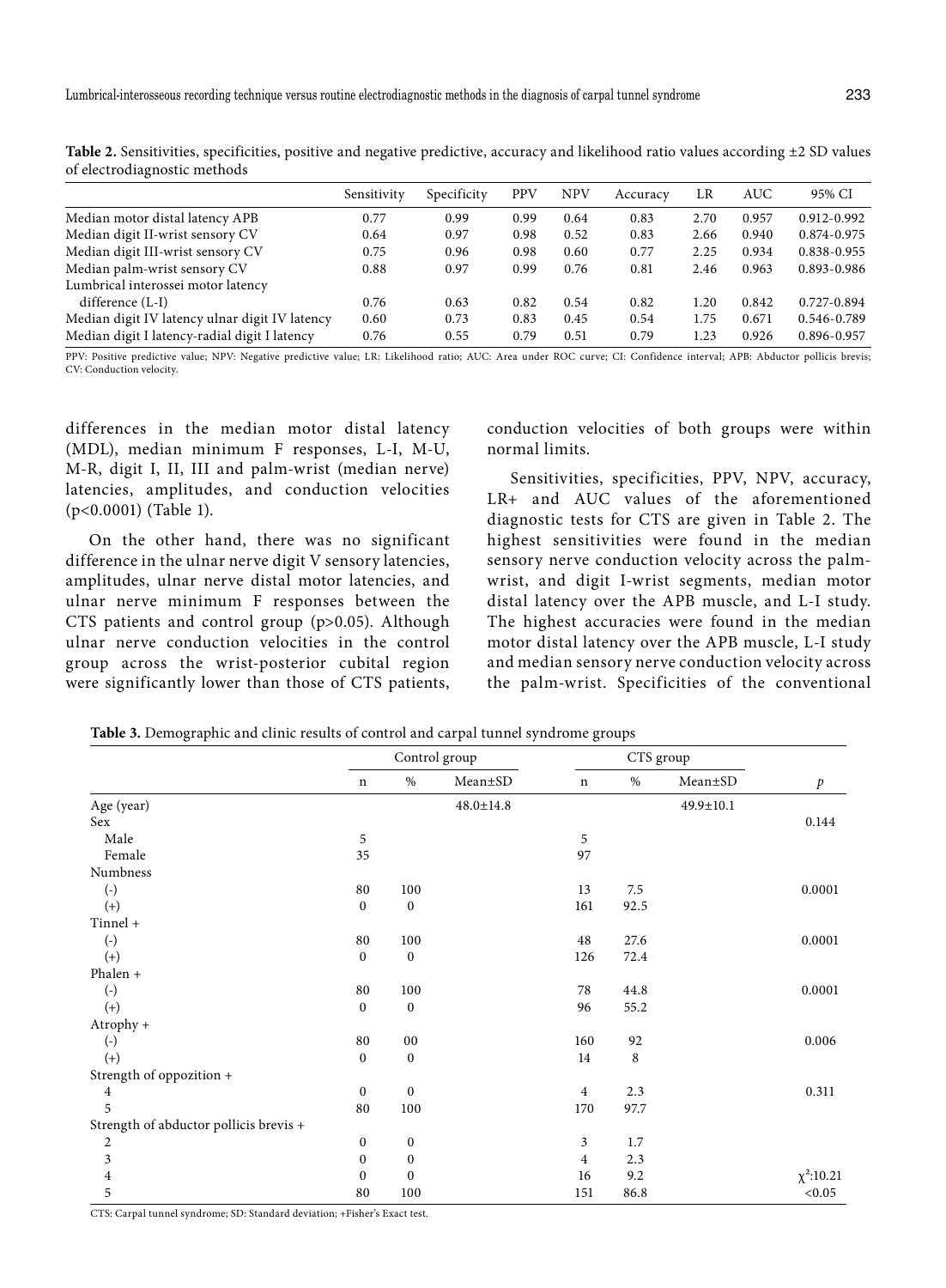**Table 2.** Sensitivities, specificities, positive and negative predictive, accuracy and likelihood ratio values according ±2 SD values of electrodiagnostic methods

| | Sensitivity | Specificity | PPV | NPV | Accuracy | LR | AUC | 95% CI |
|---|---|---|---|---|---|---|---|---|
| Median motor distal latency APB | 0.77 | 0.99 | 0.99 | 0.64 | 0.83 | 2.70 | 0.957 | 0.912-0.992 |
| Median digit II-wrist sensory CV | 0.64 | 0.97 | 0.98 | 0.52 | 0.83 | 2.66 | 0.940 | 0.874-0.975 |
| Median digit III-wrist sensory CV | 0.75 | 0.96 | 0.98 | 0.60 | 0.77 | 2.25 | 0.934 | 0.838-0.955 |
| Median palm-wrist sensory CV | 0.88 | 0.97 | 0.99 | 0.76 | 0.81 | 2.46 | 0.963 | 0.893-0.986 |
| Lumbrical interossei motor latency difference (L-I) | 0.76 | 0.63 | 0.82 | 0.54 | 0.82 | 1.20 | 0.842 | 0.727-0.894 |
| Median digit IV latency ulnar digit IV latency | 0.60 | 0.73 | 0.83 | 0.45 | 0.54 | 1.75 | 0.671 | 0.546-0.789 |
| Median digit I latency-radial digit I latency | 0.76 | 0.55 | 0.79 | 0.51 | 0.79 | 1.23 | 0.926 | 0.896-0.957 |

PPV: Positive predictive value; NPV: Negative predictive value; LR: Likelihood ratio; AUC: Area under ROC curve; CI: Confidence interval; APB: Abductor pollicis brevis; CV: Conduction velocity.

differences in the median motor distal latency (MDL), median minimum F responses, L-I, M-U, M-R, digit I, II, III and palm-wrist (median nerve) latencies, amplitudes, and conduction velocities ($p<0.0001$) (Table 1).

On the other hand, there was no significant difference in the ulnar nerve digit V sensory latencies, amplitudes, ulnar nerve distal motor latencies, and ulnar nerve minimum F responses between the CTS patients and control group ($p>0.05$). Although ulnar nerve conduction velocities in the control group across the wrist-posterior cubital region were significantly lower than those of CTS patients, conduction velocities of both groups were within normal limits.

Sensitivities, specificities, PPV, NPV, accuracy, LR+ and AUC values of the aforementioned diagnostic tests for CTS are given in Table 2. The highest sensitivities were found in the median sensory nerve conduction velocity across the palm-wrist, and digit I-wrist segments, median motor distal latency over the APB muscle, and L-I study. The highest accuracies were found in the median motor distal latency over the APB muscle, L-I study and median sensory nerve conduction velocity across the palm-wrist. Specificities of the conventional

**Table 3.** Demographic and clinic results of control and carpal tunnel syndrome groups

| | Control group | | | CTS group | | | |
|---|---|---|---|---|---|---|---|
| | n | % | Mean±SD | n | % | Mean±SD | *p* |
| Age (year) | | | 48.0±14.8 | | | 49.9±10.1 | |
| Sex | | | | | | | 0.144 |
| Male | 5 | | | 5 | | | |
| Female | 35 | | | 97 | | | |
| Numbness | | | | | | | |
| (-) | 80 | 100 | | 13 | 7.5 | | 0.0001 |
| (+) | 0 | 0 | | 161 | 92.5 | | |
| Tinnel + | | | | | | | |
| (-) | 80 | 100 | | 48 | 27.6 | | 0.0001 |
| (+) | 0 | 0 | | 126 | 72.4 | | |
| Phalen + | | | | | | | |
| (-) | 80 | 100 | | 78 | 44.8 | | 0.0001 |
| (+) | 0 | 0 | | 96 | 55.2 | | |
| Atrophy + | | | | | | | |
| (-) | 80 | 00 | | 160 | 92 | | 0.006 |
| (+) | 0 | 0 | | 14 | 8 | | |
| Strength of oppozition + | | | | | | | |
| 4 | 0 | 0 | | 4 | 2.3 | | 0.311 |
| 5 | 80 | 100 | | 170 | 97.7 | | |
| Strength of abductor pollicis brevis + | | | | | | | |
| 2 | 0 | 0 | | 3 | 1.7 | | |
| 3 | 0 | 0 | | 4 | 2.3 | | |
| 4 | 0 | 0 | | 16 | 9.2 | | $\chi^2$:10.21 |
| 5 | 80 | 100 | | 151 | 86.8 | | <0.05 |

CTS: Carpal tunnel syndrome; SD: Standard deviation; +Fisher's Exact test.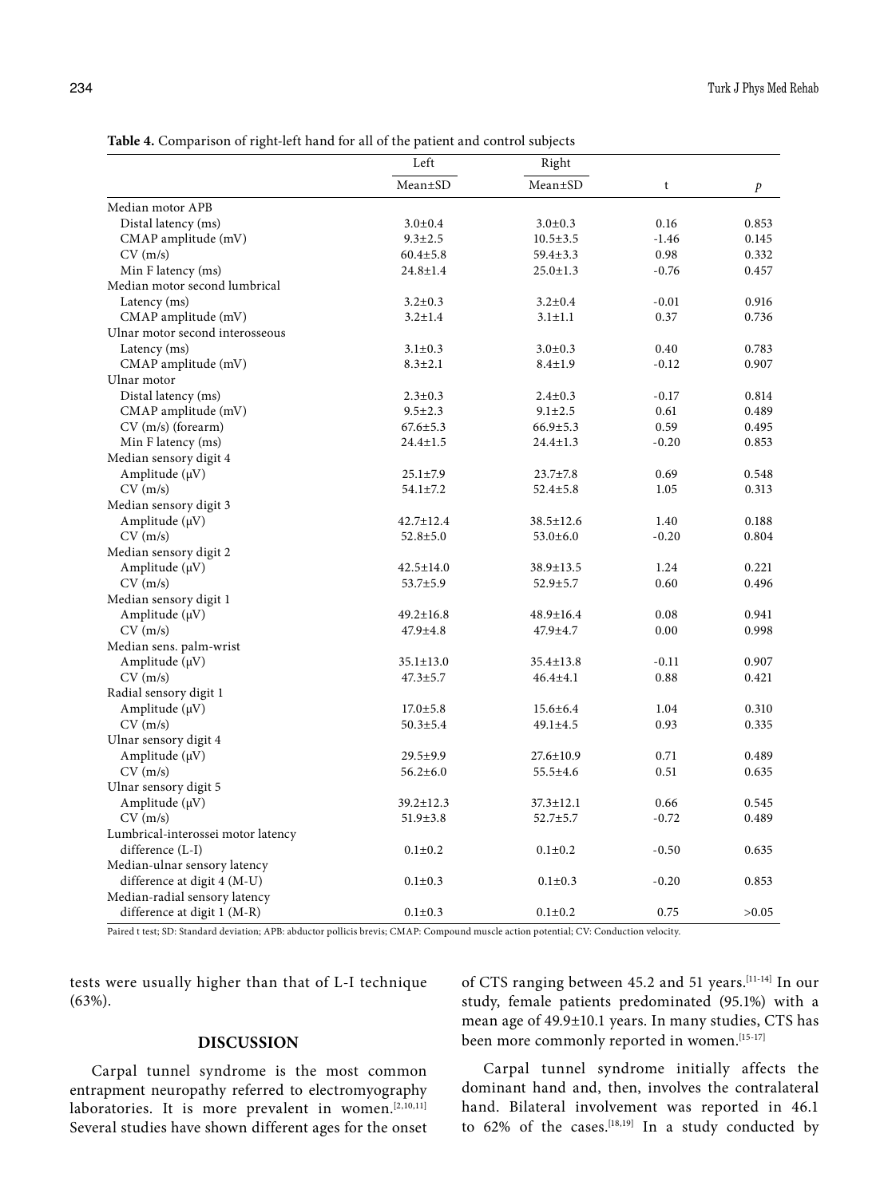**Table 4.** Comparison of right-left hand for all of the patient and control subjects

| | Left | Right | | |
|---|---|---|---|---|
| | Mean±SD | Mean±SD | t | *p* |
| Median motor APB | | | | |
| Distal latency (ms) | 3.0±0.4 | 3.0±0.3 | 0.16 | 0.853 |
| CMAP amplitude (mV) | 9.3±2.5 | 10.5±3.5 | -1.46 | 0.145 |
| CV (m/s) | 60.4±5.8 | 59.4±3.3 | 0.98 | 0.332 |
| Min F latency (ms) | 24.8±1.4 | 25.0±1.3 | -0.76 | 0.457 |
| Median motor second lumbrical | | | | |
| Latency (ms) | 3.2±0.3 | 3.2±0.4 | -0.01 | 0.916 |
| CMAP amplitude (mV) | 3.2±1.4 | 3.1±1.1 | 0.37 | 0.736 |
| Ulnar motor second interosseous | | | | |
| Latency (ms) | 3.1±0.3 | 3.0±0.3 | 0.40 | 0.783 |
| CMAP amplitude (mV) | 8.3±2.1 | 8.4±1.9 | -0.12 | 0.907 |
| Ulnar motor | | | | |
| Distal latency (ms) | 2.3±0.3 | 2.4±0.3 | -0.17 | 0.814 |
| CMAP amplitude (mV) | 9.5±2.3 | 9.1±2.5 | 0.61 | 0.489 |
| CV (m/s) (forearm) | 67.6±5.3 | 66.9±5.3 | 0.59 | 0.495 |
| Min F latency (ms) | 24.4±1.5 | 24.4±1.3 | -0.20 | 0.853 |
| Median sensory digit 4 | | | | |
| Amplitude (μV) | 25.1±7.9 | 23.7±7.8 | 0.69 | 0.548 |
| CV (m/s) | 54.1±7.2 | 52.4±5.8 | 1.05 | 0.313 |
| Median sensory digit 3 | | | | |
| Amplitude (μV) | 42.7±12.4 | 38.5±12.6 | 1.40 | 0.188 |
| CV (m/s) | 52.8±5.0 | 53.0±6.0 | -0.20 | 0.804 |
| Median sensory digit 2 | | | | |
| Amplitude (μV) | 42.5±14.0 | 38.9±13.5 | 1.24 | 0.221 |
| CV (m/s) | 53.7±5.9 | 52.9±5.7 | 0.60 | 0.496 |
| Median sensory digit 1 | | | | |
| Amplitude (μV) | 49.2±16.8 | 48.9±16.4 | 0.08 | 0.941 |
| CV (m/s) | 47.9±4.8 | 47.9±4.7 | 0.00 | 0.998 |
| Median sens. palm-wrist | | | | |
| Amplitude (μV) | 35.1±13.0 | 35.4±13.8 | -0.11 | 0.907 |
| CV (m/s) | 47.3±5.7 | 46.4±4.1 | 0.88 | 0.421 |
| Radial sensory digit 1 | | | | |
| Amplitude (μV) | 17.0±5.8 | 15.6±6.4 | 1.04 | 0.310 |
| CV (m/s) | 50.3±5.4 | 49.1±4.5 | 0.93 | 0.335 |
| Ulnar sensory digit 4 | | | | |
| Amplitude (μV) | 29.5±9.9 | 27.6±10.9 | 0.71 | 0.489 |
| CV (m/s) | 56.2±6.0 | 55.5±4.6 | 0.51 | 0.635 |
| Ulnar sensory digit 5 | | | | |
| Amplitude (μV) | 39.2±12.3 | 37.3±12.1 | 0.66 | 0.545 |
| CV (m/s) | 51.9±3.8 | 52.7±5.7 | -0.72 | 0.489 |
| Lumbrical-interossei motor latency difference (L-I) | 0.1±0.2 | 0.1±0.2 | -0.50 | 0.635 |
| Median-ulnar sensory latency difference at digit 4 (M-U) | 0.1±0.3 | 0.1±0.3 | -0.20 | 0.853 |
| Median-radial sensory latency difference at digit 1 (M-R) | 0.1±0.3 | 0.1±0.2 | 0.75 | >0.05 |

Paired t test; SD: Standard deviation; APB: abductor pollicis brevis; CMAP: Compound muscle action potential; CV: Conduction velocity.

tests were usually higher than that of L-I technique (63%).

## DISCUSSION

Carpal tunnel syndrome is the most common entrapment neuropathy referred to electromyography laboratories. It is more prevalent in women.[2,10,11] Several studies have shown different ages for the onset of CTS ranging between 45.2 and 51 years.[11-14] In our study, female patients predominated (95.1%) with a mean age of 49.9±10.1 years. In many studies, CTS has been more commonly reported in women.[15-17]

Carpal tunnel syndrome initially affects the dominant hand and, then, involves the contralateral hand. Bilateral involvement was reported in 46.1 to 62% of the cases.[18,19] In a study conducted by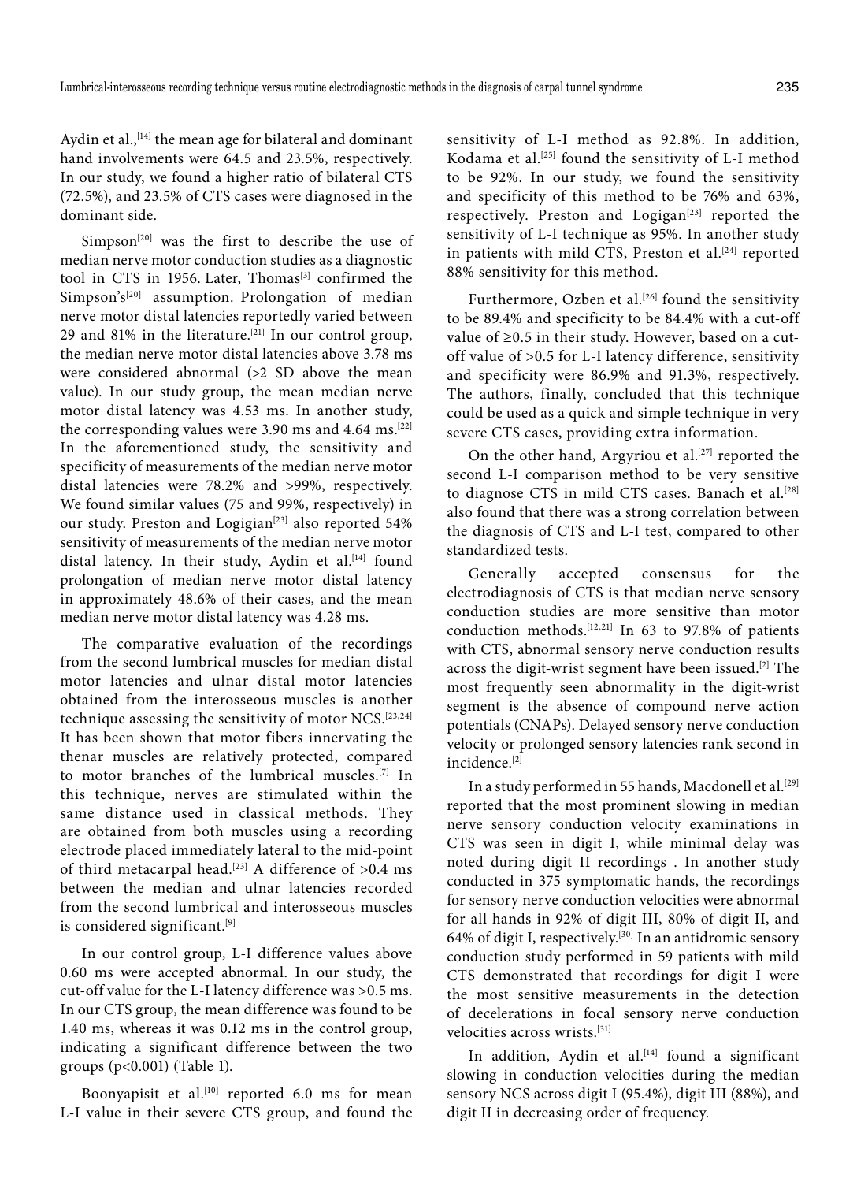Aydin et al.,[14] the mean age for bilateral and dominant hand involvements were 64.5 and 23.5%, respectively. In our study, we found a higher ratio of bilateral CTS (72.5%), and 23.5% of CTS cases were diagnosed in the dominant side.

Simpson[20] was the first to describe the use of median nerve motor conduction studies as a diagnostic tool in CTS in 1956. Later, Thomas[3] confirmed the Simpson's[20] assumption. Prolongation of median nerve motor distal latencies reportedly varied between 29 and 81% in the literature.[21] In our control group, the median nerve motor distal latencies above 3.78 ms were considered abnormal (>2 SD above the mean value). In our study group, the mean median nerve motor distal latency was 4.53 ms. In another study, the corresponding values were 3.90 ms and 4.64 ms.[22] In the aforementioned study, the sensitivity and specificity of measurements of the median nerve motor distal latencies were 78.2% and >99%, respectively. We found similar values (75 and 99%, respectively) in our study. Preston and Logigian[23] also reported 54% sensitivity of measurements of the median nerve motor distal latency. In their study, Aydin et al.[14] found prolongation of median nerve motor distal latency in approximately 48.6% of their cases, and the mean median nerve motor distal latency was 4.28 ms.

The comparative evaluation of the recordings from the second lumbrical muscles for median distal motor latencies and ulnar distal motor latencies obtained from the interosseous muscles is another technique assessing the sensitivity of motor NCS.[23,24] It has been shown that motor fibers innervating the thenar muscles are relatively protected, compared to motor branches of the lumbrical muscles.[7] In this technique, nerves are stimulated within the same distance used in classical methods. They are obtained from both muscles using a recording electrode placed immediately lateral to the mid-point of third metacarpal head.[23] A difference of >0.4 ms between the median and ulnar latencies recorded from the second lumbrical and interosseous muscles is considered significant.[9]

In our control group, L-I difference values above 0.60 ms were accepted abnormal. In our study, the cut-off value for the L-I latency difference was >0.5 ms. In our CTS group, the mean difference was found to be 1.40 ms, whereas it was 0.12 ms in the control group, indicating a significant difference between the two groups ($p<0.001$) (Table 1).

Boonyapisit et al.[10] reported 6.0 ms for mean L-I value in their severe CTS group, and found the sensitivity of L-I method as 92.8%. In addition, Kodama et al.[25] found the sensitivity of L-I method to be 92%. In our study, we found the sensitivity and specificity of this method to be 76% and 63%, respectively. Preston and Logigan[23] reported the sensitivity of L-I technique as 95%. In another study in patients with mild CTS, Preston et al.[24] reported 88% sensitivity for this method.

Furthermore, Ozben et al.[26] found the sensitivity to be 89.4% and specificity to be 84.4% with a cut-off value of ≥0.5 in their study. However, based on a cut-off value of >0.5 for L-I latency difference, sensitivity and specificity were 86.9% and 91.3%, respectively. The authors, finally, concluded that this technique could be used as a quick and simple technique in very severe CTS cases, providing extra information.

On the other hand, Argyriou et al.[27] reported the second L-I comparison method to be very sensitive to diagnose CTS in mild CTS cases. Banach et al.[28] also found that there was a strong correlation between the diagnosis of CTS and L-I test, compared to other standardized tests.

Generally accepted consensus for the electrodiagnosis of CTS is that median nerve sensory conduction studies are more sensitive than motor conduction methods.[12,21] In 63 to 97.8% of patients with CTS, abnormal sensory nerve conduction results across the digit-wrist segment have been issued.[2] The most frequently seen abnormality in the digit-wrist segment is the absence of compound nerve action potentials (CNAPs). Delayed sensory nerve conduction velocity or prolonged sensory latencies rank second in incidence.[2]

In a study performed in 55 hands, Macdonell et al.[29] reported that the most prominent slowing in median nerve sensory conduction velocity examinations in CTS was seen in digit I, while minimal delay was noted during digit II recordings . In another study conducted in 375 symptomatic hands, the recordings for sensory nerve conduction velocities were abnormal for all hands in 92% of digit III, 80% of digit II, and 64% of digit I, respectively.[30] In an antidromic sensory conduction study performed in 59 patients with mild CTS demonstrated that recordings for digit I were the most sensitive measurements in the detection of decelerations in focal sensory nerve conduction velocities across wrists.[31]

In addition, Aydin et al.[14] found a significant slowing in conduction velocities during the median sensory NCS across digit I (95.4%), digit III (88%), and digit II in decreasing order of frequency.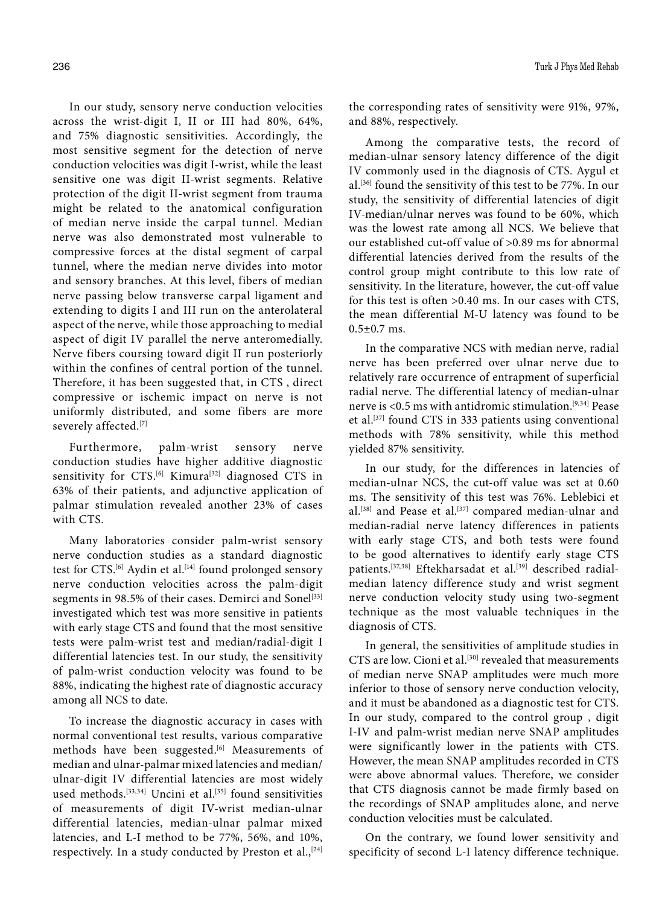In our study, sensory nerve conduction velocities across the wrist-digit I, II or III had 80%, 64%, and 75% diagnostic sensitivities. Accordingly, the most sensitive segment for the detection of nerve conduction velocities was digit I-wrist, while the least sensitive one was digit II-wrist segments. Relative protection of the digit II-wrist segment from trauma might be related to the anatomical configuration of median nerve inside the carpal tunnel. Median nerve was also demonstrated most vulnerable to compressive forces at the distal segment of carpal tunnel, where the median nerve divides into motor and sensory branches. At this level, fibers of median nerve passing below transverse carpal ligament and extending to digits I and III run on the anterolateral aspect of the nerve, while those approaching to medial aspect of digit IV parallel the nerve anteromedially. Nerve fibers coursing toward digit II run posteriorly within the confines of central portion of the tunnel. Therefore, it has been suggested that, in CTS , direct compressive or ischemic impact on nerve is not uniformly distributed, and some fibers are more severely affected.[7]

Furthermore, palm-wrist sensory nerve conduction studies have higher additive diagnostic sensitivity for CTS.[6] Kimura[32] diagnosed CTS in 63% of their patients, and adjunctive application of palmar stimulation revealed another 23% of cases with CTS.

Many laboratories consider palm-wrist sensory nerve conduction studies as a standard diagnostic test for CTS.[6] Aydin et al.[14] found prolonged sensory nerve conduction velocities across the palm-digit segments in 98.5% of their cases. Demirci and Sonel[33] investigated which test was more sensitive in patients with early stage CTS and found that the most sensitive tests were palm-wrist test and median/radial-digit I differential latencies test. In our study, the sensitivity of palm-wrist conduction velocity was found to be 88%, indicating the highest rate of diagnostic accuracy among all NCS to date.

To increase the diagnostic accuracy in cases with normal conventional test results, various comparative methods have been suggested.[6] Measurements of median and ulnar-palmar mixed latencies and median/ulnar-digit IV differential latencies are most widely used methods.[33,34] Uncini et al.[35] found sensitivities of measurements of digit IV-wrist median-ulnar differential latencies, median-ulnar palmar mixed latencies, and L-I method to be 77%, 56%, and 10%, respectively. In a study conducted by Preston et al.,[24] the corresponding rates of sensitivity were 91%, 97%, and 88%, respectively.

Among the comparative tests, the record of median-ulnar sensory latency difference of the digit IV commonly used in the diagnosis of CTS. Aygul et al.[36] found the sensitivity of this test to be 77%. In our study, the sensitivity of differential latencies of digit IV-median/ulnar nerves was found to be 60%, which was the lowest rate among all NCS. We believe that our established cut-off value of >0.89 ms for abnormal differential latencies derived from the results of the control group might contribute to this low rate of sensitivity. In the literature, however, the cut-off value for this test is often >0.40 ms. In our cases with CTS, the mean differential M-U latency was found to be 0.5±0.7 ms.

In the comparative NCS with median nerve, radial nerve has been preferred over ulnar nerve due to relatively rare occurrence of entrapment of superficial radial nerve. The differential latency of median-ulnar nerve is <0.5 ms with antidromic stimulation.[9,34] Pease et al.[37] found CTS in 333 patients using conventional methods with 78% sensitivity, while this method yielded 87% sensitivity.

In our study, for the differences in latencies of median-ulnar NCS, the cut-off value was set at 0.60 ms. The sensitivity of this test was 76%. Leblebici et al.[38] and Pease et al.[37] compared median-ulnar and median-radial nerve latency differences in patients with early stage CTS, and both tests were found to be good alternatives to identify early stage CTS patients.[37,38] Eftekharsadat et al.[39] described radial-median latency difference study and wrist segment nerve conduction velocity study using two-segment technique as the most valuable techniques in the diagnosis of CTS.

In general, the sensitivities of amplitude studies in CTS are low. Cioni et al.[30] revealed that measurements of median nerve SNAP amplitudes were much more inferior to those of sensory nerve conduction velocity, and it must be abandoned as a diagnostic test for CTS. In our study, compared to the control group , digit I-IV and palm-wrist median nerve SNAP amplitudes were significantly lower in the patients with CTS. However, the mean SNAP amplitudes recorded in CTS were above abnormal values. Therefore, we consider that CTS diagnosis cannot be made firmly based on the recordings of SNAP amplitudes alone, and nerve conduction velocities must be calculated.

On the contrary, we found lower sensitivity and specificity of second L-I latency difference technique.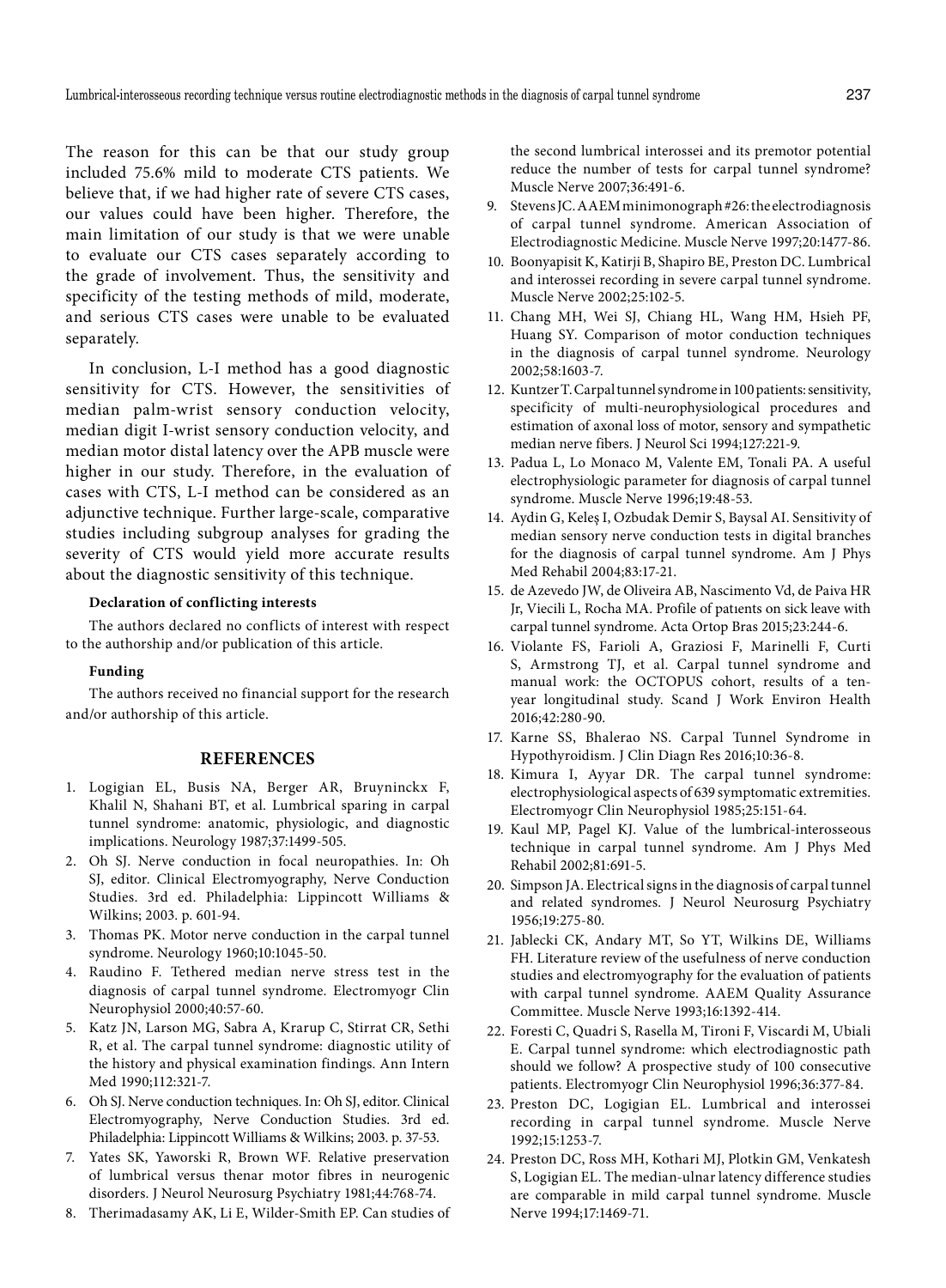The reason for this can be that our study group included 75.6% mild to moderate CTS patients. We believe that, if we had higher rate of severe CTS cases, our values could have been higher. Therefore, the main limitation of our study is that we were unable to evaluate our CTS cases separately according to the grade of involvement. Thus, the sensitivity and specificity of the testing methods of mild, moderate, and serious CTS cases were unable to be evaluated separately.

In conclusion, L-I method has a good diagnostic sensitivity for CTS. However, the sensitivities of median palm-wrist sensory conduction velocity, median digit I-wrist sensory conduction velocity, and median motor distal latency over the APB muscle were higher in our study. Therefore, in the evaluation of cases with CTS, L-I method can be considered as an adjunctive technique. Further large-scale, comparative studies including subgroup analyses for grading the severity of CTS would yield more accurate results about the diagnostic sensitivity of this technique.

**Declaration of conflicting interests**

The authors declared no conflicts of interest with respect to the authorship and/or publication of this article.

**Funding**

The authors received no financial support for the research and/or authorship of this article.

## REFERENCES

1. Logigian EL, Busis NA, Berger AR, Bruyninckx F, Khalil N, Shahani BT, et al. Lumbrical sparing in carpal tunnel syndrome: anatomic, physiologic, and diagnostic implications. Neurology 1987;37:1499-505.
2. Oh SJ. Nerve conduction in focal neuropathies. In: Oh SJ, editor. Clinical Electromyography, Nerve Conduction Studies. 3rd ed. Philadelphia: Lippincott Williams & Wilkins; 2003. p. 601-94.
3. Thomas PK. Motor nerve conduction in the carpal tunnel syndrome. Neurology 1960;10:1045-50.
4. Raudino F. Tethered median nerve stress test in the diagnosis of carpal tunnel syndrome. Electromyogr Clin Neurophysiol 2000;40:57-60.
5. Katz JN, Larson MG, Sabra A, Krarup C, Stirrat CR, Sethi R, et al. The carpal tunnel syndrome: diagnostic utility of the history and physical examination findings. Ann Intern Med 1990;112:321-7.
6. Oh SJ. Nerve conduction techniques. In: Oh SJ, editor. Clinical Electromyography, Nerve Conduction Studies. 3rd ed. Philadelphia: Lippincott Williams & Wilkins; 2003. p. 37-53.
7. Yates SK, Yaworski R, Brown WF. Relative preservation of lumbrical versus thenar motor fibres in neurogenic disorders. J Neurol Neurosurg Psychiatry 1981;44:768-74.
8. Therimadasamy AK, Li E, Wilder-Smith EP. Can studies of the second lumbrical interossei and its premotor potential reduce the number of tests for carpal tunnel syndrome? Muscle Nerve 2007;36:491-6.
9. Stevens JC. AAEM minimonograph #26: the electrodiagnosis of carpal tunnel syndrome. American Association of Electrodiagnostic Medicine. Muscle Nerve 1997;20:1477-86.
10. Boonyapisit K, Katirji B, Shapiro BE, Preston DC. Lumbrical and interossei recording in severe carpal tunnel syndrome. Muscle Nerve 2002;25:102-5.
11. Chang MH, Wei SJ, Chiang HL, Wang HM, Hsieh PF, Huang SY. Comparison of motor conduction techniques in the diagnosis of carpal tunnel syndrome. Neurology 2002;58:1603-7.
12. Kuntzer T. Carpal tunnel syndrome in 100 patients: sensitivity, specificity of multi-neurophysiological procedures and estimation of axonal loss of motor, sensory and sympathetic median nerve fibers. J Neurol Sci 1994;127:221-9.
13. Padua L, Lo Monaco M, Valente EM, Tonali PA. A useful electrophysiologic parameter for diagnosis of carpal tunnel syndrome. Muscle Nerve 1996;19:48-53.
14. Aydin G, Keleş I, Ozbudak Demir S, Baysal AI. Sensitivity of median sensory nerve conduction tests in digital branches for the diagnosis of carpal tunnel syndrome. Am J Phys Med Rehabil 2004;83:17-21.
15. de Azevedo JW, de Oliveira AB, Nascimento Vd, de Paiva HR Jr, Viecili L, Rocha MA. Profile of patıents on sick leave with carpal tunnel syndrome. Acta Ortop Bras 2015;23:244-6.
16. Violante FS, Farioli A, Graziosi F, Marinelli F, Curti S, Armstrong TJ, et al. Carpal tunnel syndrome and manual work: the OCTOPUS cohort, results of a ten-year longitudinal study. Scand J Work Environ Health 2016;42:280-90.
17. Karne SS, Bhalerao NS. Carpal Tunnel Syndrome in Hypothyroidism. J Clin Diagn Res 2016;10:36-8.
18. Kimura I, Ayyar DR. The carpal tunnel syndrome: electrophysiological aspects of 639 symptomatic extremities. Electromyogr Clin Neurophysiol 1985;25:151-64.
19. Kaul MP, Pagel KJ. Value of the lumbrical-interosseous technique in carpal tunnel syndrome. Am J Phys Med Rehabil 2002;81:691-5.
20. Simpson JA. Electrical signs in the diagnosis of carpal tunnel and related syndromes. J Neurol Neurosurg Psychiatry 1956;19:275-80.
21. Jablecki CK, Andary MT, So YT, Wilkins DE, Williams FH. Literature review of the usefulness of nerve conduction studies and electromyography for the evaluation of patients with carpal tunnel syndrome. AAEM Quality Assurance Committee. Muscle Nerve 1993;16:1392-414.
22. Foresti C, Quadri S, Rasella M, Tironi F, Viscardi M, Ubiali E. Carpal tunnel syndrome: which electrodiagnostic path should we follow? A prospective study of 100 consecutive patients. Electromyogr Clin Neurophysiol 1996;36:377-84.
23. Preston DC, Logigian EL. Lumbrical and interossei recording in carpal tunnel syndrome. Muscle Nerve 1992;15:1253-7.
24. Preston DC, Ross MH, Kothari MJ, Plotkin GM, Venkatesh S, Logigian EL. The median-ulnar latency difference studies are comparable in mild carpal tunnel syndrome. Muscle Nerve 1994;17:1469-71.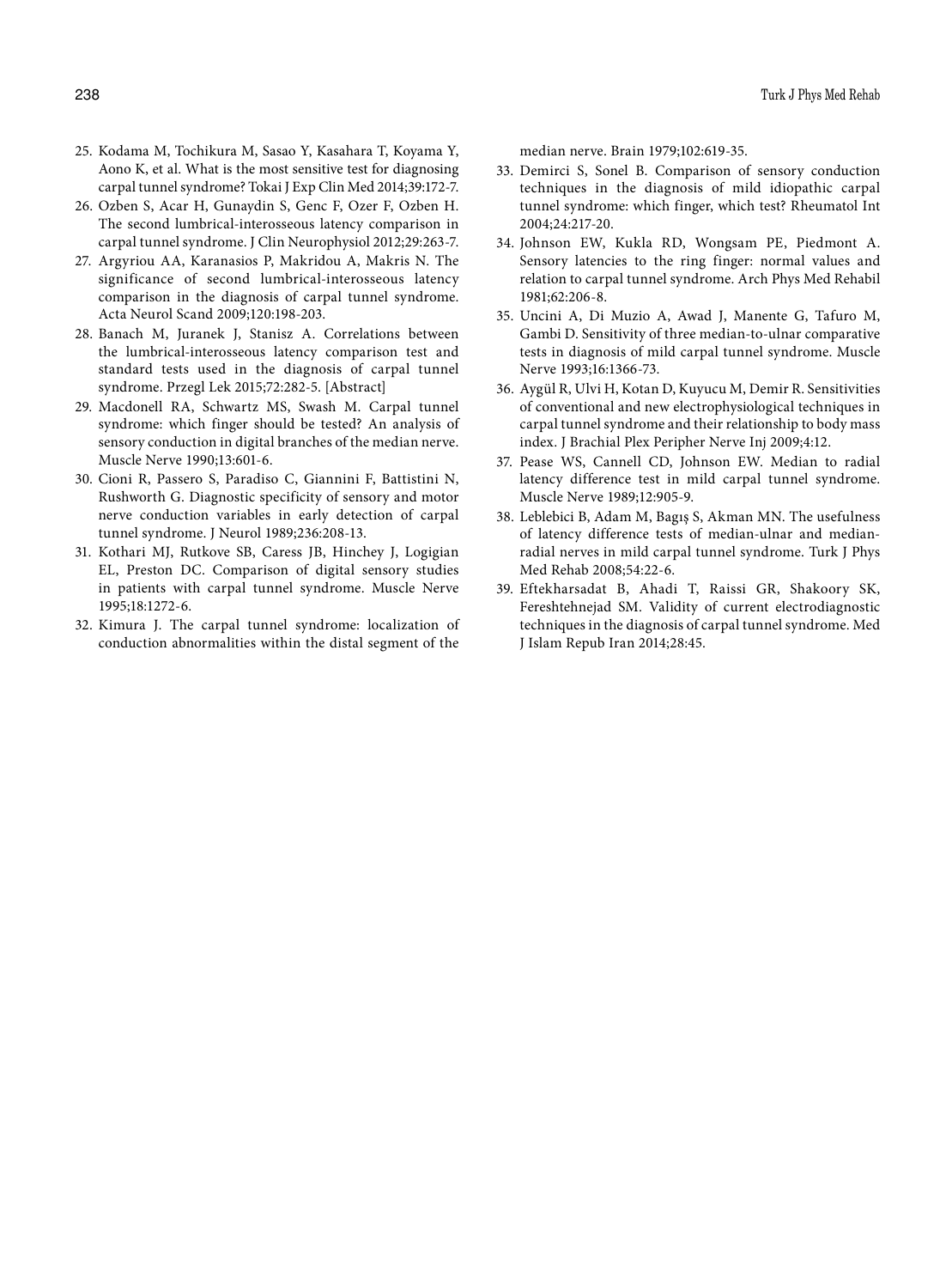25. Kodama M, Tochikura M, Sasao Y, Kasahara T, Koyama Y, Aono K, et al. What is the most sensitive test for diagnosing carpal tunnel syndrome? Tokai J Exp Clin Med 2014;39:172-7.
26. Ozben S, Acar H, Gunaydin S, Genc F, Ozer F, Ozben H. The second lumbrical-interosseous latency comparison in carpal tunnel syndrome. J Clin Neurophysiol 2012;29:263-7.
27. Argyriou AA, Karanasios P, Makridou A, Makris N. The significance of second lumbrical-interosseous latency comparison in the diagnosis of carpal tunnel syndrome. Acta Neurol Scand 2009;120:198-203.
28. Banach M, Juranek J, Stanisz A. Correlations between the lumbrical-interosseous latency comparison test and standard tests used in the diagnosis of carpal tunnel syndrome. Przegl Lek 2015;72:282-5. [Abstract]
29. Macdonell RA, Schwartz MS, Swash M. Carpal tunnel syndrome: which finger should be tested? An analysis of sensory conduction in digital branches of the median nerve. Muscle Nerve 1990;13:601-6.
30. Cioni R, Passero S, Paradiso C, Giannini F, Battistini N, Rushworth G. Diagnostic specificity of sensory and motor nerve conduction variables in early detection of carpal tunnel syndrome. J Neurol 1989;236:208-13.
31. Kothari MJ, Rutkove SB, Caress JB, Hinchey J, Logigian EL, Preston DC. Comparison of digital sensory studies in patients with carpal tunnel syndrome. Muscle Nerve 1995;18:1272-6.
32. Kimura J. The carpal tunnel syndrome: localization of conduction abnormalities within the distal segment of the median nerve. Brain 1979;102:619-35.
33. Demirci S, Sonel B. Comparison of sensory conduction techniques in the diagnosis of mild idiopathic carpal tunnel syndrome: which finger, which test? Rheumatol Int 2004;24:217-20.
34. Johnson EW, Kukla RD, Wongsam PE, Piedmont A. Sensory latencies to the ring finger: normal values and relation to carpal tunnel syndrome. Arch Phys Med Rehabil 1981;62:206-8.
35. Uncini A, Di Muzio A, Awad J, Manente G, Tafuro M, Gambi D. Sensitivity of three median-to-ulnar comparative tests in diagnosis of mild carpal tunnel syndrome. Muscle Nerve 1993;16:1366-73.
36. Aygül R, Ulvi H, Kotan D, Kuyucu M, Demir R. Sensitivities of conventional and new electrophysiological techniques in carpal tunnel syndrome and their relationship to body mass index. J Brachial Plex Peripher Nerve Inj 2009;4:12.
37. Pease WS, Cannell CD, Johnson EW. Median to radial latency difference test in mild carpal tunnel syndrome. Muscle Nerve 1989;12:905-9.
38. Leblebici B, Adam M, Bagış S, Akman MN. The usefulness of latency difference tests of median-ulnar and median-radial nerves in mild carpal tunnel syndrome. Turk J Phys Med Rehab 2008;54:22-6.
39. Eftekharsadat B, Ahadi T, Raissi GR, Shakoory SK, Fereshtehnejad SM. Validity of current electrodiagnostic techniques in the diagnosis of carpal tunnel syndrome. Med J Islam Repub Iran 2014;28:45.